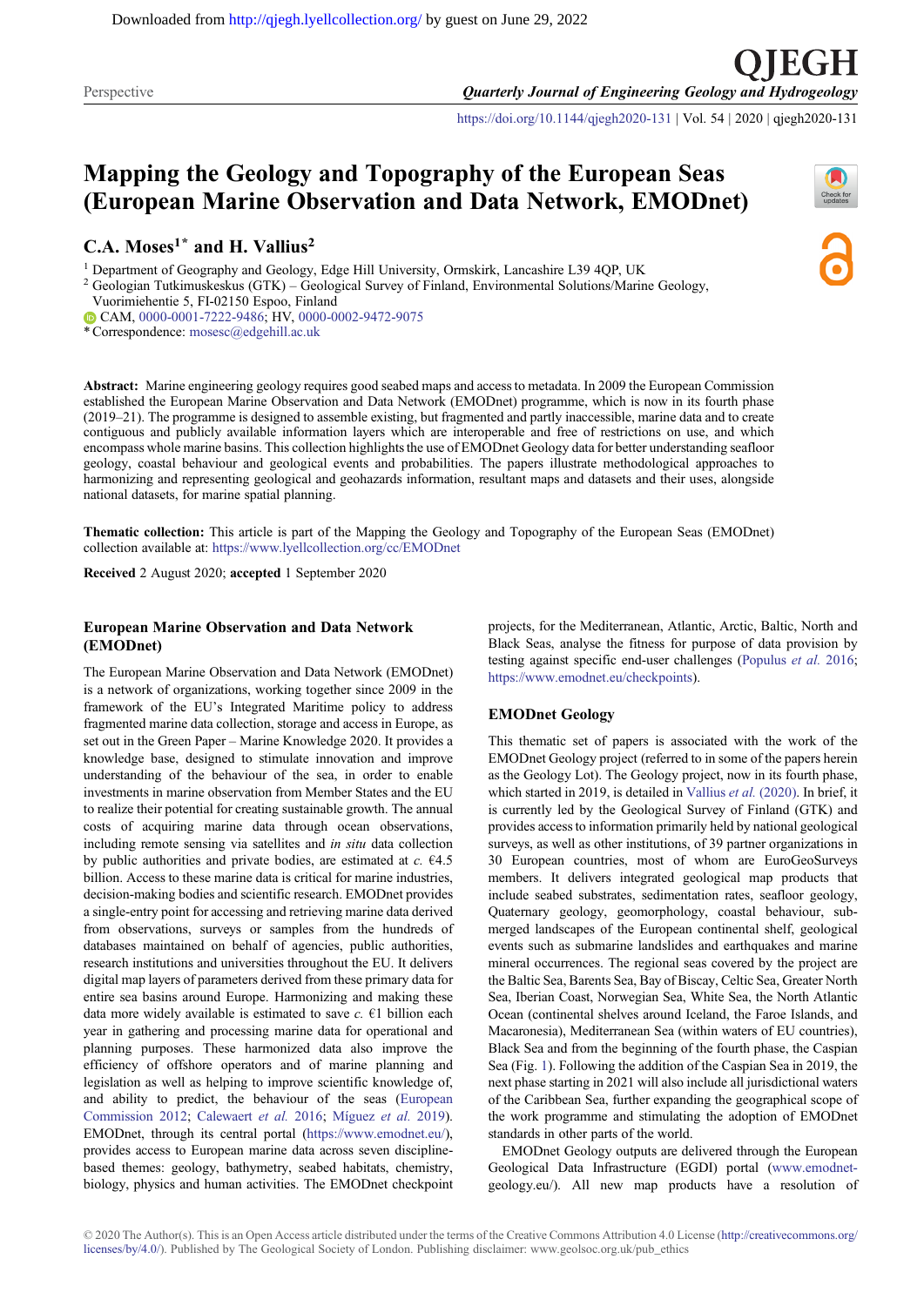Perspective

# Mapping the Geology and Topography of the European Seas (European Marine Observation and Data Network, EMODnet)

**C.A. Moses[1*] and H. Vallius[2]**

[1] Department of Geography and Geology, Edge Hill University, Ormskirk, Lancashire L39 4QP, UK
[2] Geologian Tutkimuskeskus (GTK) – Geological Survey of Finland, Environmental Solutions/Marine Geology, Vuorimiehentie 5, FI-02150 Espoo, Finland
CAM, 0000-0001-7222-9486; HV, 0000-0002-9472-9075
* Correspondence: mosesc@edgehill.ac.uk

**Abstract:** Marine engineering geology requires good seabed maps and access to metadata. In 2009 the European Commission established the European Marine Observation and Data Network (EMODnet) programme, which is now in its fourth phase (2019–21). The programme is designed to assemble existing, but fragmented and partly inaccessible, marine data and to create contiguous and publicly available information layers which are interoperable and free of restrictions on use, and which encompass whole marine basins. This collection highlights the use of EMODnet Geology data for better understanding seafloor geology, coastal behaviour and geological events and probabilities. The papers illustrate methodological approaches to harmonizing and representing geological and geohazards information, resultant maps and datasets and their uses, alongside national datasets, for marine spatial planning.

**Thematic collection:** This article is part of the Mapping the Geology and Topography of the European Seas (EMODnet) collection available at: https://www.lyellcollection.org/cc/EMODnet

**Received** 2 August 2020; **accepted** 1 September 2020

## European Marine Observation and Data Network (EMODnet)

The European Marine Observation and Data Network (EMODnet) is a network of organizations, working together since 2009 in the framework of the EU's Integrated Maritime policy to address fragmented marine data collection, storage and access in Europe, as set out in the Green Paper – Marine Knowledge 2020. It provides a knowledge base, designed to stimulate innovation and improve understanding of the behaviour of the sea, in order to enable investments in marine observation from Member States and the EU to realize their potential for creating sustainable growth. The annual costs of acquiring marine data through ocean observations, including remote sensing via satellites and *in situ* data collection by public authorities and private bodies, are estimated at *c.* €4.5 billion. Access to these marine data is critical for marine industries, decision-making bodies and scientific research. EMODnet provides a single-entry point for accessing and retrieving marine data derived from observations, surveys or samples from the hundreds of databases maintained on behalf of agencies, public authorities, research institutions and universities throughout the EU. It delivers digital map layers of parameters derived from these primary data for entire sea basins around Europe. Harmonizing and making these data more widely available is estimated to save *c.* €1 billion each year in gathering and processing marine data for operational and planning purposes. These harmonized data also improve the efficiency of offshore operators and of marine planning and legislation as well as helping to improve scientific knowledge of, and ability to predict, the behaviour of the seas (European Commission 2012; Calewaert *et al.* 2016; Míguez *et al.* 2019). EMODnet, through its central portal (https://www.emodnet.eu/), provides access to European marine data across seven discipline-based themes: geology, bathymetry, seabed habitats, chemistry, biology, physics and human activities. The EMODnet checkpoint projects, for the Mediterranean, Atlantic, Arctic, Baltic, North and Black Seas, analyse the fitness for purpose of data provision by testing against specific end-user challenges (Populus *et al.* 2016; https://www.emodnet.eu/checkpoints).

## EMODnet Geology

This thematic set of papers is associated with the work of the EMODnet Geology project (referred to in some of the papers herein as the Geology Lot). The Geology project, now in its fourth phase, which started in 2019, is detailed in Vallius *et al.* (2020). In brief, it is currently led by the Geological Survey of Finland (GTK) and provides access to information primarily held by national geological surveys, as well as other institutions, of 39 partner organizations in 30 European countries, most of whom are EuroGeoSurveys members. It delivers integrated geological map products that include seabed substrates, sedimentation rates, seafloor geology, Quaternary geology, geomorphology, coastal behaviour, submerged landscapes of the European continental shelf, geological events such as submarine landslides and earthquakes and marine mineral occurrences. The regional seas covered by the project are the Baltic Sea, Barents Sea, Bay of Biscay, Celtic Sea, Greater North Sea, Iberian Coast, Norwegian Sea, White Sea, the North Atlantic Ocean (continental shelves around Iceland, the Faroe Islands, and Macaronesia), Mediterranean Sea (within waters of EU countries), Black Sea and from the beginning of the fourth phase, the Caspian Sea (Fig. 1). Following the addition of the Caspian Sea in 2019, the next phase starting in 2021 will also include all jurisdictional waters of the Caribbean Sea, further expanding the geographical scope of the work programme and stimulating the adoption of EMODnet standards in other parts of the world.

EMODnet Geology outputs are delivered through the European Geological Data Infrastructure (EGDI) portal (www.emodnet-geology.eu/). All new map products have a resolution of

© 2020 The Author(s). This is an Open Access article distributed under the terms of the Creative Commons Attribution 4.0 License (http://creativecommons.org/licenses/by/4.0/). Published by The Geological Society of London. Publishing disclaimer: www.geolsoc.org.uk/pub_ethics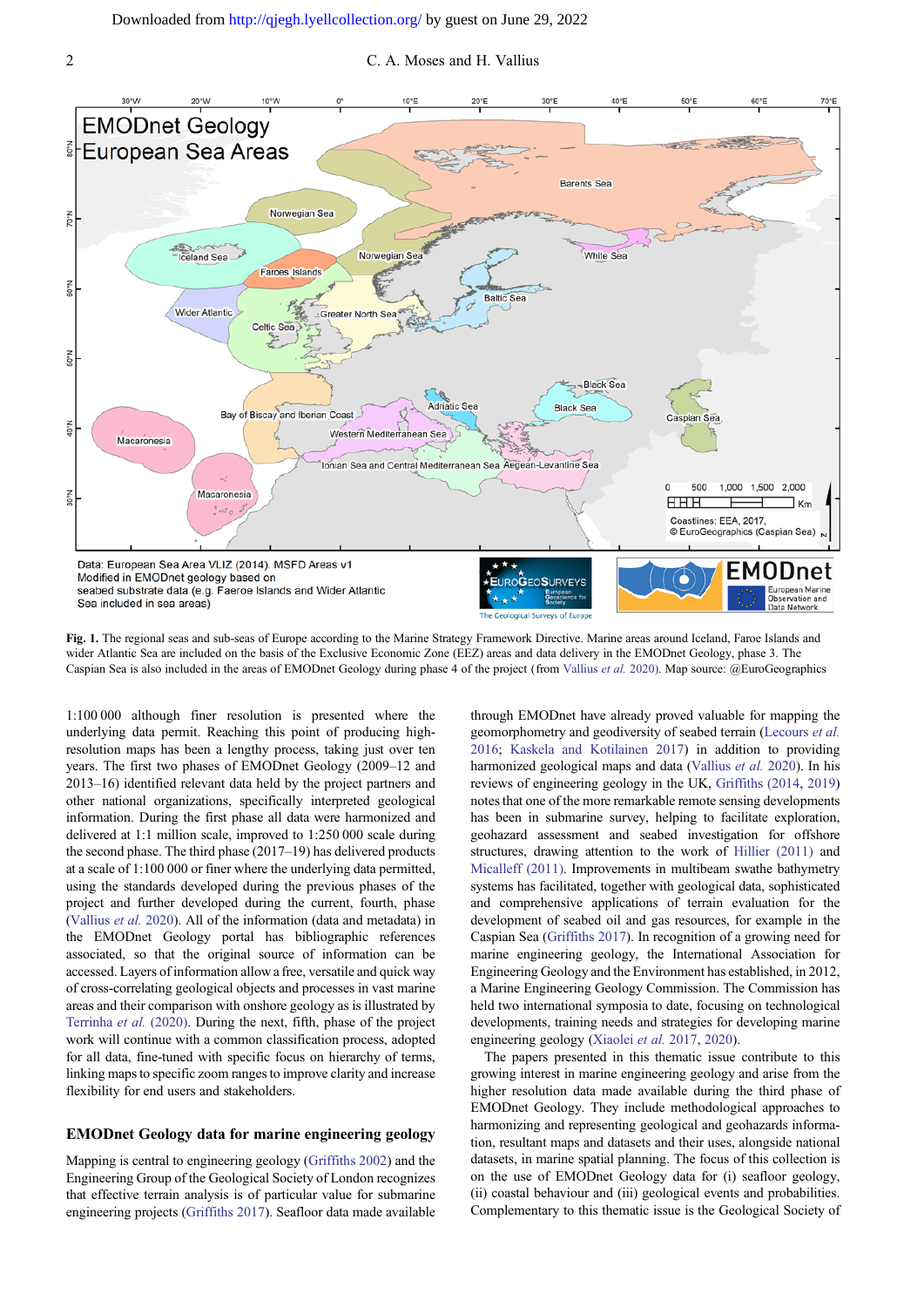**Fig. 1.** The regional seas and sub-seas of Europe according to the Marine Strategy Framework Directive. Marine areas around Iceland, Faroe Islands and wider Atlantic Sea are included on the basis of the Exclusive Economic Zone (EEZ) areas and data delivery in the EMODnet Geology, phase 3. The Caspian Sea is also included in the areas of EMODnet Geology during phase 4 of the project (from Vallius *et al.* 2020). Map source: @EuroGeographics

1:100 000 although finer resolution is presented where the underlying data permit. Reaching this point of producing high-resolution maps has been a lengthy process, taking just over ten years. The first two phases of EMODnet Geology (2009–12 and 2013–16) identified relevant data held by the project partners and other national organizations, specifically interpreted geological information. During the first phase all data were harmonized and delivered at 1:1 million scale, improved to 1:250 000 scale during the second phase. The third phase (2017–19) has delivered products at a scale of 1:100 000 or finer where the underlying data permitted, using the standards developed during the previous phases of the project and further developed during the current, fourth, phase (Vallius *et al.* 2020). All of the information (data and metadata) in the EMODnet Geology portal has bibliographic references associated, so that the original source of information can be accessed. Layers of information allow a free, versatile and quick way of cross-correlating geological objects and processes in vast marine areas and their comparison with onshore geology as is illustrated by Terrinha *et al.* (2020). During the next, fifth, phase of the project work will continue with a common classification process, adopted for all data, fine-tuned with specific focus on hierarchy of terms, linking maps to specific zoom ranges to improve clarity and increase flexibility for end users and stakeholders.

## EMODnet Geology data for marine engineering geology

Mapping is central to engineering geology (Griffiths 2002) and the Engineering Group of the Geological Society of London recognizes that effective terrain analysis is of particular value for submarine engineering projects (Griffiths 2017). Seafloor data made available through EMODnet have already proved valuable for mapping the geomorphometry and geodiversity of seabed terrain (Lecours *et al.* 2016; Kaskela and Kotilainen 2017) in addition to providing harmonized geological maps and data (Vallius *et al.* 2020). In his reviews of engineering geology in the UK, Griffiths (2014, 2019) notes that one of the more remarkable remote sensing developments has been in submarine survey, helping to facilitate exploration, geohazard assessment and seabed investigation for offshore structures, drawing attention to the work of Hillier (2011) and Micalleff (2011). Improvements in multibeam swathe bathymetry systems has facilitated, together with geological data, sophisticated and comprehensive applications of terrain evaluation for the development of seabed oil and gas resources, for example in the Caspian Sea (Griffiths 2017). In recognition of a growing need for marine engineering geology, the International Association for Engineering Geology and the Environment has established, in 2012, a Marine Engineering Geology Commission. The Commission has held two international symposia to date, focusing on technological developments, training needs and strategies for developing marine engineering geology (Xiaolei *et al.* 2017, 2020).

The papers presented in this thematic issue contribute to this growing interest in marine engineering geology and arise from the higher resolution data made available during the third phase of EMODnet Geology. They include methodological approaches to harmonizing and representing geological and geohazards information, resultant maps and datasets and their uses, alongside national datasets, in marine spatial planning. The focus of this collection is on the use of EMODnet Geology data for (i) seafloor geology, (ii) coastal behaviour and (iii) geological events and probabilities. Complementary to this thematic issue is the Geological Society of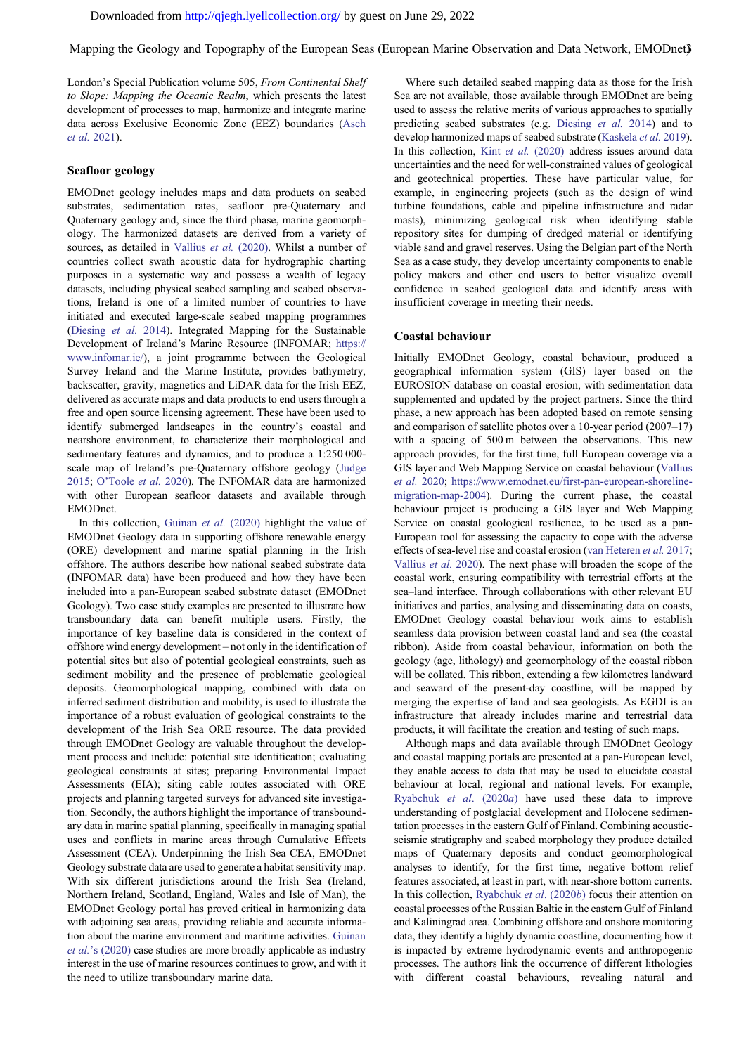London's Special Publication volume 505, *From Continental Shelf to Slope: Mapping the Oceanic Realm*, which presents the latest development of processes to map, harmonize and integrate marine data across Exclusive Economic Zone (EEZ) boundaries (Asch *et al.* 2021).

## Seafloor geology

EMODnet geology includes maps and data products on seabed substrates, sedimentation rates, seafloor pre-Quaternary and Quaternary geology and, since the third phase, marine geomorphology. The harmonized datasets are derived from a variety of sources, as detailed in Vallius *et al.* (2020). Whilst a number of countries collect swath acoustic data for hydrographic charting purposes in a systematic way and possess a wealth of legacy datasets, including physical seabed sampling and seabed observations, Ireland is one of a limited number of countries to have initiated and executed large-scale seabed mapping programmes (Diesing *et al.* 2014). Integrated Mapping for the Sustainable Development of Ireland's Marine Resource (INFOMAR; https://www.infomar.ie/), a joint programme between the Geological Survey Ireland and the Marine Institute, provides bathymetry, backscatter, gravity, magnetics and LiDAR data for the Irish EEZ, delivered as accurate maps and data products to end users through a free and open source licensing agreement. These have been used to identify submerged landscapes in the country's coastal and nearshore environment, to characterize their morphological and sedimentary features and dynamics, and to produce a 1:250 000-scale map of Ireland's pre-Quaternary offshore geology (Judge 2015; O'Toole *et al.* 2020). The INFOMAR data are harmonized with other European seafloor datasets and available through EMODnet.

In this collection, Guinan *et al.* (2020) highlight the value of EMODnet Geology data in supporting offshore renewable energy (ORE) development and marine spatial planning in the Irish offshore. The authors describe how national seabed substrate data (INFOMAR data) have been produced and how they have been included into a pan-European seabed substrate dataset (EMODnet Geology). Two case study examples are presented to illustrate how transboundary data can benefit multiple users. Firstly, the importance of key baseline data is considered in the context of offshore wind energy development – not only in the identification of potential sites but also of potential geological constraints, such as sediment mobility and the presence of problematic geological deposits. Geomorphological mapping, combined with data on inferred sediment distribution and mobility, is used to illustrate the importance of a robust evaluation of geological constraints to the development of the Irish Sea ORE resource. The data provided through EMODnet Geology are valuable throughout the development process and include: potential site identification; evaluating geological constraints at sites; preparing Environmental Impact Assessments (EIA); siting cable routes associated with ORE projects and planning targeted surveys for advanced site investigation. Secondly, the authors highlight the importance of transboundary data in marine spatial planning, specifically in managing spatial uses and conflicts in marine areas through Cumulative Effects Assessment (CEA). Underpinning the Irish Sea CEA, EMODnet Geology substrate data are used to generate a habitat sensitivity map. With six different jurisdictions around the Irish Sea (Ireland, Northern Ireland, Scotland, England, Wales and Isle of Man), the EMODnet Geology portal has proved critical in harmonizing data with adjoining sea areas, providing reliable and accurate information about the marine environment and maritime activities. Guinan *et al.*'s (2020) case studies are more broadly applicable as industry interest in the use of marine resources continues to grow, and with it the need to utilize transboundary marine data.

Where such detailed seabed mapping data as those for the Irish Sea are not available, those available through EMODnet are being used to assess the relative merits of various approaches to spatially predicting seabed substrates (e.g. Diesing *et al.* 2014) and to develop harmonized maps of seabed substrate (Kaskela *et al.* 2019). In this collection, Kint *et al.* (2020) address issues around data uncertainties and the need for well-constrained values of geological and geotechnical properties. These have particular value, for example, in engineering projects (such as the design of wind turbine foundations, cable and pipeline infrastructure and radar masts), minimizing geological risk when identifying stable repository sites for dumping of dredged material or identifying viable sand and gravel reserves. Using the Belgian part of the North Sea as a case study, they develop uncertainty components to enable policy makers and other end users to better visualize overall confidence in seabed geological data and identify areas with insufficient coverage in meeting their needs.

## Coastal behaviour

Initially EMODnet Geology, coastal behaviour, produced a geographical information system (GIS) layer based on the EUROSION database on coastal erosion, with sedimentation data supplemented and updated by the project partners. Since the third phase, a new approach has been adopted based on remote sensing and comparison of satellite photos over a 10-year period (2007–17) with a spacing of 500 m between the observations. This new approach provides, for the first time, full European coverage via a GIS layer and Web Mapping Service on coastal behaviour (Vallius *et al.* 2020; https://www.emodnet.eu/first-pan-european-shoreline-migration-map-2004). During the current phase, the coastal behaviour project is producing a GIS layer and Web Mapping Service on coastal geological resilience, to be used as a pan-European tool for assessing the capacity to cope with the adverse effects of sea-level rise and coastal erosion (van Heteren *et al.* 2017; Vallius *et al.* 2020). The next phase will broaden the scope of the coastal work, ensuring compatibility with terrestrial efforts at the sea–land interface. Through collaborations with other relevant EU initiatives and parties, analysing and disseminating data on coasts, EMODnet Geology coastal behaviour work aims to establish seamless data provision between coastal land and sea (the coastal ribbon). Aside from coastal behaviour, information on both the geology (age, lithology) and geomorphology of the coastal ribbon will be collated. This ribbon, extending a few kilometres landward and seaward of the present-day coastline, will be mapped by merging the expertise of land and sea geologists. As EGDI is an infrastructure that already includes marine and terrestrial data products, it will facilitate the creation and testing of such maps.

Although maps and data available through EMODnet Geology and coastal mapping portals are presented at a pan-European level, they enable access to data that may be used to elucidate coastal behaviour at local, regional and national levels. For example, Ryabchuk *et al.* (2020*a*) have used these data to improve understanding of postglacial development and Holocene sedimentation processes in the eastern Gulf of Finland. Combining acoustic-seismic stratigraphy and seabed morphology they produce detailed maps of Quaternary deposits and conduct geomorphological analyses to identify, for the first time, negative bottom relief features associated, at least in part, with near-shore bottom currents. In this collection, Ryabchuk *et al.* (2020*b*) focus their attention on coastal processes of the Russian Baltic in the eastern Gulf of Finland and Kaliningrad area. Combining offshore and onshore monitoring data, they identify a highly dynamic coastline, documenting how it is impacted by extreme hydrodynamic events and anthropogenic processes. The authors link the occurrence of different lithologies with different coastal behaviours, revealing natural and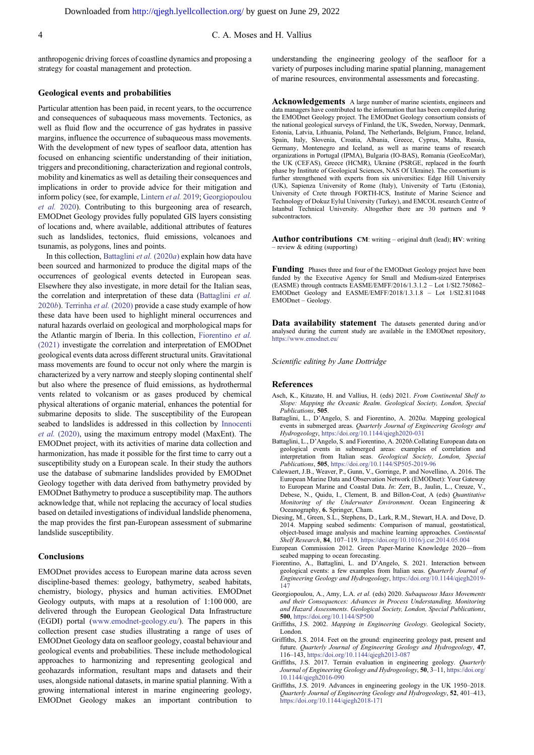anthropogenic driving forces of coastline dynamics and proposing a strategy for coastal management and protection.

## Geological events and probabilities

Particular attention has been paid, in recent years, to the occurrence and consequences of subaqueous mass movements. Tectonics, as well as fluid flow and the occurrence of gas hydrates in passive margins, influence the occurrence of subaqueous mass movements. With the development of new types of seafloor data, attention has focused on enhancing scientific understanding of their initiation, triggers and preconditioning, characterization and regional controls, mobility and kinematics as well as detailing their consequences and implications in order to provide advice for their mitigation and inform policy (see, for example, Lintern *et al.* 2019; Georgiopoulou *et al.* 2020). Contributing to this burgeoning area of research, EMODnet Geology provides fully populated GIS layers consisting of locations and, where available, additional attributes of features such as landslides, tectonics, fluid emissions, volcanoes and tsunamis, as polygons, lines and points.

In this collection, Battaglini *et al.* (2020*a*) explain how data have been sourced and harmonized to produce the digital maps of the occurrences of geological events detected in European seas. Elsewhere they also investigate, in more detail for the Italian seas, the correlation and interpretation of these data (Battaglini *et al.* 2020*b*). Terrinha *et al.* (2020) provide a case study example of how these data have been used to highlight mineral occurrences and natural hazards overlaid on geological and morphological maps for the Atlantic margin of Iberia. In this collection, Fiorentino *et al.* (2021) investigate the correlation and interpretation of EMODnet geological events data across different structural units. Gravitational mass movements are found to occur not only where the margin is characterized by a very narrow and steeply sloping continental shelf but also where the presence of fluid emissions, as hydrothermal vents related to volcanism or as gases produced by chemical physical alterations of organic material, enhances the potential for submarine deposits to slide. The susceptibility of the European seabed to landslides is addressed in this collection by Innocenti *et al.* (2020), using the maximum entropy model (MaxEnt). The EMODnet project, with its activities of marine data collection and harmonization, has made it possible for the first time to carry out a susceptibility study on a European scale. In their study the authors use the database of submarine landslides provided by EMODnet Geology together with data derived from bathymetry provided by EMODnet Bathymetry to produce a susceptibility map. The authors acknowledge that, while not replacing the accuracy of local studies based on detailed investigations of individual landslide phenomena, the map provides the first pan-European assessment of submarine landslide susceptibility.

## Conclusions

EMODnet provides access to European marine data across seven discipline-based themes: geology, bathymetry, seabed habitats, chemistry, biology, physics and human activities. EMODnet Geology outputs, with maps at a resolution of 1:100 000, are delivered through the European Geological Data Infrastructure (EGDI) portal (www.emodnet-geology.eu/). The papers in this collection present case studies illustrating a range of uses of EMODnet Geology data on seafloor geology, coastal behaviour and geological events and probabilities. These include methodological approaches to harmonizing and representing geological and geohazards information, resultant maps and datasets and their uses, alongside national datasets, in marine spatial planning. With a growing international interest in marine engineering geology, EMODnet Geology makes an important contribution to understanding the engineering geology of the seafloor for a variety of purposes including marine spatial planning, management of marine resources, environmental assessments and forecasting.

**Acknowledgements** A large number of marine scientists, engineers and data managers have contributed to the information that has been compiled during the EMODnet Geology project. The EMODnet Geology consortium consists of the national geological surveys of Finland, the UK, Sweden, Norway, Denmark, Estonia, Latvia, Lithuania, Poland, The Netherlands, Belgium, France, Ireland, Spain, Italy, Slovenia, Croatia, Albania, Greece, Cyprus, Malta, Russia, Germany, Montenegro and Iceland, as well as marine teams of research organizations in Portugal (IPMA), Bulgaria (IO-BAS), Romania (GeoEcoMar), the UK (CEFAS), Greece (HCMR), Ukraine (PSRGE, replaced in the fourth phase by Institute of Geological Sciences, NAS Of Ukraine). The consortium is further strengthened with experts from six universities: Edge Hill University (UK), Sapienza University of Rome (Italy), University of Tartu (Estonia), University of Crete through FORTH-ICS, Institute of Marine Science and Technology of Dokuz Eylul University (Turkey), and EMCOL research Centre of Istanbul Technical University. Altogether there are 30 partners and 9 subcontractors.

**Author contributions** **CM**: writing – original draft (lead); **HV**: writing – review & editing (supporting)

**Funding** Phases three and four of the EMODnet Geology project have been funded by the Executive Agency for Small and Medium-sized Enterprises (EASME) through contracts EASME/EMFF/2016/1.3.1.2 – Lot 1/SI2.750862– EMODnet Geology and EASME/EMFF/2018/1.3.1.8 – Lot 1/SI2.811048 EMODnet – Geology.

**Data availability statement** The datasets generated during and/or analysed during the current study are available in the EMODnet repository, https://www.emodnet.eu/

*Scientific editing by Jane Dottridge*

## References

Asch, K., Kitazato, H. and Vallius, H. (eds) 2021. *From Continental Shelf to Slope: Mapping the Oceanic Realm*. *Geological Society, London, Special Publications*, **505**.

Battaglini, L., D'Angelo, S. and Fiorentino, A. 2020*a*. Mapping geological events in submerged areas. *Quarterly Journal of Engineering Geology and Hydrogeology*, https://doi.org/10.1144/qjegh2020-031

Battaglini, L., D'Angelo, S. and Fiorentino, A. 2020*b*. Collating European data on geological events in submerged areas: examples of correlation and interpretation from Italian seas. *Geological Society, London, Special Publications*, **505**, https://doi.org/10.1144/SP505-2019-96

Calewaert, J.B., Weaver, P., Gunn, V., Gorringe, P. and Novellino, A. 2016. The European Marine Data and Observation Network (EMODnet): Your Gateway to European Marine and Coastal Data. *In*: Zerr, B., Jaulin, L., Creuze, V., Debese, N., Quidu, I., Clement, B. and Billon-Coat, A (eds) *Quantitative Monitoring of the Underwater Environment*. Ocean Engineering & Oceanography, **6.** Springer, Cham.

Diesing, M., Green, S.L., Stephens, D., Lark, R.M., Stewart, H.A. and Dove, D. 2014. Mapping seabed sediments: Comparison of manual, geostatistical, object-based image analysis and machine learning approaches. *Continental Shelf Research*, **84**, 107–119. https://doi.org/10.1016/j.csr.2014.05.004

European Commission 2012. Green Paper-Marine Knowledge 2020—from seabed mapping to ocean forecasting.

Fiorentino, A., Battaglini, L. and D'Angelo, S. 2021. Interaction between geological events: a few examples from Italian seas. *Quarterly Journal of Engineering Geology and Hydrogeology*, https://doi.org/10.1144/qjegh2019-147

Georgiopoulou, A., Amy, L.A. *et al.* (eds) 2020. *Subaqueous Mass Movements and their Consequences: Advances in Process Understanding, Monitoring and Hazard Assessments*. *Geological Society, London, Special Publications*, **500**, https://doi.org/10.1144/SP500

Griffiths, J.S. 2002. *Mapping in Engineering Geology*. Geological Society, London.

Griffiths, J.S. 2014. Feet on the ground: engineering geology past, present and future. *Quarterly Journal of Engineering Geology and Hydrogeology*, **47**, 116–143, https://doi.org/10.1144/qjegh2013-087

Griffiths, J.S. 2017. Terrain evaluation in engineering geology. *Quarterly Journal of Engineering Geology and Hydrogeology*, **50**, 3–11, https://doi.org/10.1144/qjegh2016-090

Griffiths, J.S. 2019. Advances in engineering geology in the UK 1950–2018. *Quarterly Journal of Engineering Geology and Hydrogeology*, **52**, 401–413, https://doi.org/10.1144/qjegh2018-171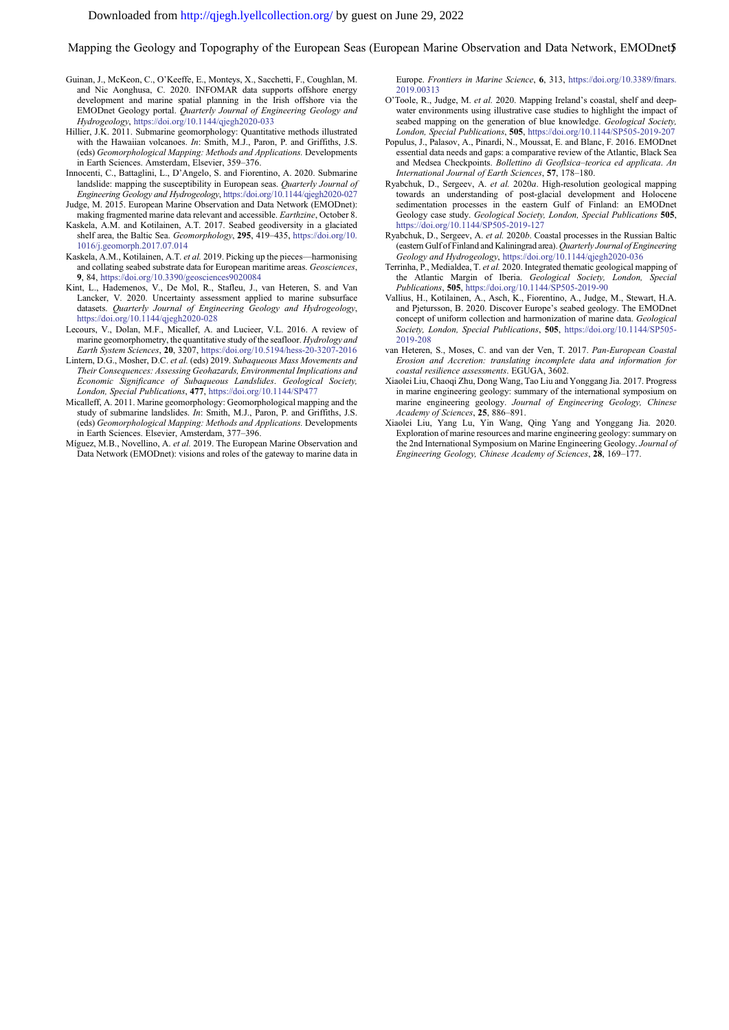Guinan, J., McKeon, C., O'Keeffe, E., Monteys, X., Sacchetti, F., Coughlan, M. and Nic Aonghusa, C. 2020. INFOMAR data supports offshore energy development and marine spatial planning in the Irish offshore via the EMODnet Geology portal. *Quarterly Journal of Engineering Geology and Hydrogeology*, https://doi.org/10.1144/qjegh2020-033

Hillier, J.K. 2011. Submarine geomorphology: Quantitative methods illustrated with the Hawaiian volcanoes. *In*: Smith, M.J., Paron, P. and Griffiths, J.S. (eds) *Geomorphological Mapping: Methods and Applications.* Developments in Earth Sciences. Amsterdam, Elsevier, 359–376.

Innocenti, C., Battaglini, L., D'Angelo, S. and Fiorentino, A. 2020. Submarine landslide: mapping the susceptibility in European seas. *Quarterly Journal of Engineering Geology and Hydrogeology*, https://doi.org/10.1144/qjegh2020-027

Judge, M. 2015. European Marine Observation and Data Network (EMODnet): making fragmented marine data relevant and accessible. *Earthzine*, October 8.

Kaskela, A.M. and Kotilainen, A.T. 2017. Seabed geodiversity in a glaciated shelf area, the Baltic Sea. *Geomorphology*, **295**, 419–435, https://doi.org/10.1016/j.geomorph.2017.07.014

Kaskela, A.M., Kotilainen, A.T. *et al.* 2019. Picking up the pieces—harmonising and collating seabed substrate data for European maritime areas. *Geosciences*, **9**, 84, https://doi.org/10.3390/geosciences9020084

Kint, L., Hademenos, V., De Mol, R., Stafleu, J., van Heteren, S. and Van Lancker, V. 2020. Uncertainty assessment applied to marine subsurface datasets. *Quarterly Journal of Engineering Geology and Hydrogeology*, https://doi.org/10.1144/qjegh2020-028

Lecours, V., Dolan, M.F., Micallef, A. and Lucieer, V.L. 2016. A review of marine geomorphometry, the quantitative study of the seafloor. *Hydrology and Earth System Sciences*, **20**, 3207, https://doi.org/10.5194/hess-20-3207-2016

Lintern, D.G., Mosher, D.C. *et al.* (eds) 2019. *Subaqueous Mass Movements and Their Consequences: Assessing Geohazards, Environmental Implications and Economic Significance of Subaqueous Landslides*. *Geological Society, London, Special Publications*, **477**, https://doi.org/10.1144/SP477

Micallef, A. 2011. Marine geomorphology: Geomorphological mapping and the study of submarine landslides. *In*: Smith, M.J., Paron, P. and Griffiths, J.S. (eds) *Geomorphological Mapping: Methods and Applications.* Developments in Earth Sciences. Elsevier, Amsterdam, 377–396.

Míguez, M.B., Novellino, A. *et al.* 2019. The European Marine Observation and Data Network (EMODnet): visions and roles of the gateway to marine data in Europe. *Frontiers in Marine Science*, **6**, 313, https://doi.org/10.3389/fmars.2019.00313

O'Toole, R., Judge, M. *et al.* 2020. Mapping Ireland's coastal, shelf and deep-water environments using illustrative case studies to highlight the impact of seabed mapping on the generation of blue knowledge. *Geological Society, London, Special Publications*, **505**, https://doi.org/10.1144/SP505-2019-207

Populus, J., Palasov, A., Pinardi, N., Moussat, E. and Blanc, F. 2016. EMODnet essential data needs and gaps: a comparative review of the Atlantic, Black Sea and Medsea Checkpoints. *Bollettino di Geofisica–teorica ed applicata. An International Journal of Earth Sciences*, **57**, 178–180.

Ryabchuk, D., Sergeev, A. *et al.* 2020*a*. High-resolution geological mapping towards an understanding of post-glacial development and Holocene sedimentation processes in the eastern Gulf of Finland: an EMODnet Geology case study. *Geological Society, London, Special Publications* **505**, https://doi.org/10.1144/SP505-2019-127

Ryabchuk, D., Sergeev, A. *et al.* 2020*b*. Coastal processes in the Russian Baltic (eastern Gulf of Finland and Kaliningrad area). *Quarterly Journal of Engineering Geology and Hydrogeology*, https://doi.org/10.1144/qjegh2020-036

Terrinha, P., Medialdea, T. *et al.* 2020. Integrated thematic geological mapping of the Atlantic Margin of Iberia. *Geological Society, London, Special Publications*, **505**, https://doi.org/10.1144/SP505-2019-90

Vallius, H., Kotilainen, A., Asch, K., Fiorentino, A., Judge, M., Stewart, H.A. and Pjetursson, B. 2020. Discover Europe's seabed geology. The EMODnet concept of uniform collection and harmonization of marine data. *Geological Society, London, Special Publications*, **505**, https://doi.org/10.1144/SP505-2019-208

van Heteren, S., Moses, C. and van der Ven, T. 2017. *Pan-European Coastal Erosion and Accretion: translating incomplete data and information for coastal resilience assessments*. EGUGA, 3602.

Xiaolei Liu, Chaoqi Zhu, Dong Wang, Tao Liu and Yonggang Jia. 2017. Progress in marine engineering geology: summary of the international symposium on marine engineering geology. *Journal of Engineering Geology, Chinese Academy of Sciences*, **25**, 886–891.

Xiaolei Liu, Yang Lu, Yin Wang, Qing Yang and Yonggang Jia. 2020. Exploration of marine resources and marine engineering geology: summary on the 2nd International Symposium on Marine Engineering Geology. *Journal of Engineering Geology, Chinese Academy of Sciences*, **28**, 169–177.